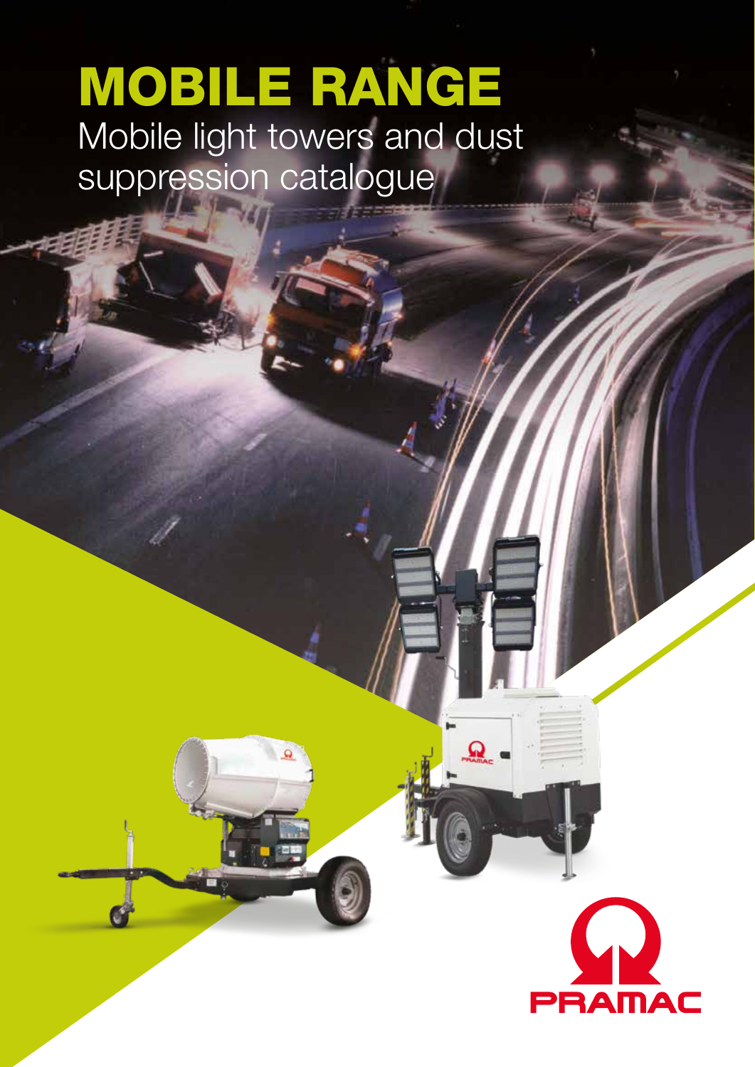# MOBILE RANGE

Mobile light towers and dust suppression catalogue

PRAMAC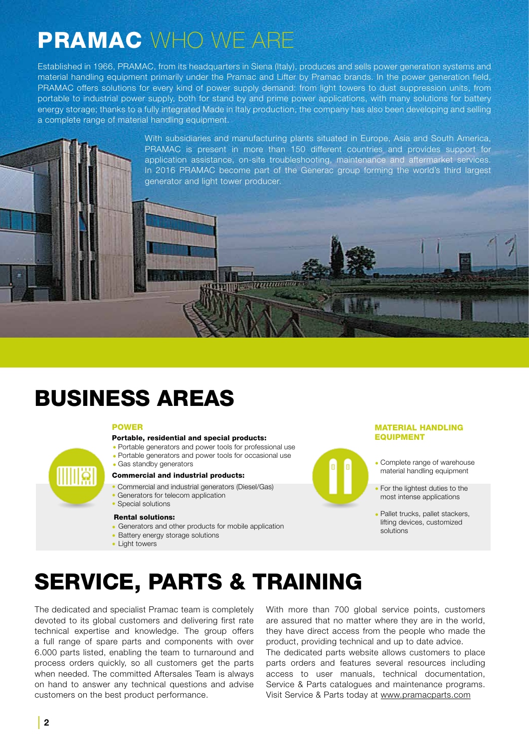# PRAMAC WHO WE ARE

Established in 1966, PRAMAC, from its headquarters in Siena (Italy), produces and sells power generation systems and material handling equipment primarily under the Pramac and Lifter by Pramac brands. In the power generation field, PRAMAC offers solutions for every kind of power supply demand: from light towers to dust suppression units, from portable to industrial power supply, both for stand by and prime power applications, with many solutions for battery energy storage; thanks to a fully integrated Made in Italy production, the company has also been developing and selling a complete range of material handling equipment.

With subsidiaries and manufacturing plants situated in Europe, Asia and South America, PRAMAC is present in more than 150 different countries and provides support for application assistance, on-site troubleshooting, maintenance and aftermarket services. In 2016 PRAMAC become part of the Generac group forming the world's third largest generator and light tower producer.

# BUSINESS AREAS

## POWER

**Portable, residential and special products:**

- Portable generators and power tools for professional use
- Portable generators and power tools for occasional use
- Gas standby generators

**Commercial and industrial products:**

- Commercial and industrial generators (Diesel/Gas)
- Generators for telecom application
- Special solutions

**Rental solutions:**

- Generators and other products for mobile application
- Battery energy storage solutions
- Light towers

## MATERIAL HANDLING EQUIPMENT

- Complete range of warehouse material handling equipment
- For the lightest duties to the most intense applications
- Pallet trucks, pallet stackers, lifting devices, customized solutions

# SERVICE, PARTS & TRAINING

The dedicated and specialist Pramac team is completely devoted to its global customers and delivering first rate technical expertise and knowledge. The group offers a full range of spare parts and components with over 6.000 parts listed, enabling the team to turnaround and process orders quickly, so all customers get the parts when needed. The committed Aftersales Team is always on hand to answer any technical questions and advise customers on the best product performance.

With more than 700 global service points, customers are assured that no matter where they are in the world, they have direct access from the people who made the product, providing technical and up to date advice.
The dedicated parts website allows customers to place parts orders and features several resources including access to user manuals, technical documentation, Service & Parts catalogues and maintenance programs. Visit Service & Parts today at www.pramacparts.com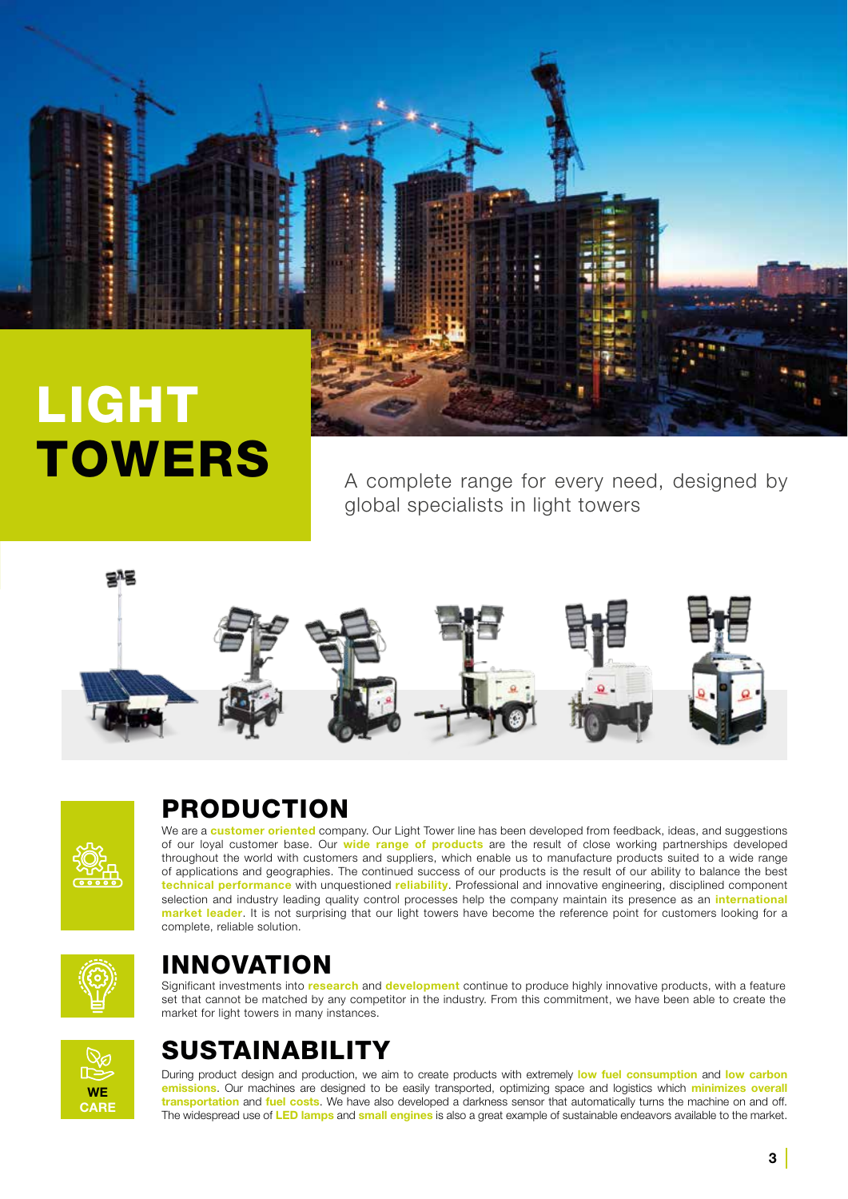# LIGHT TOWERS

A complete range for every need, designed by global specialists in light towers

## PRODUCTION

We are a **customer oriented** company. Our Light Tower line has been developed from feedback, ideas, and suggestions of our loyal customer base. Our **wide range of products** are the result of close working partnerships developed throughout the world with customers and suppliers, which enable us to manufacture products suited to a wide range of applications and geographies. The continued success of our products is the result of our ability to balance the best **technical performance** with unquestioned **reliability**. Professional and innovative engineering, disciplined component selection and industry leading quality control processes help the company maintain its presence as an **international market leader**. It is not surprising that our light towers have become the reference point for customers looking for a complete, reliable solution.

## INNOVATION

Significant investments into **research** and **development** continue to produce highly innovative products, with a feature set that cannot be matched by any competitor in the industry. From this commitment, we have been able to create the market for light towers in many instances.

## SUSTAINABILITY

WE CARE

During product design and production, we aim to create products with extremely **low fuel consumption** and **low carbon emissions**. Our machines are designed to be easily transported, optimizing space and logistics which **minimizes overall transportation** and **fuel costs**. We have also developed a darkness sensor that automatically turns the machine on and off. The widespread use of **LED lamps** and **small engines** is also a great example of sustainable endeavors available to the market.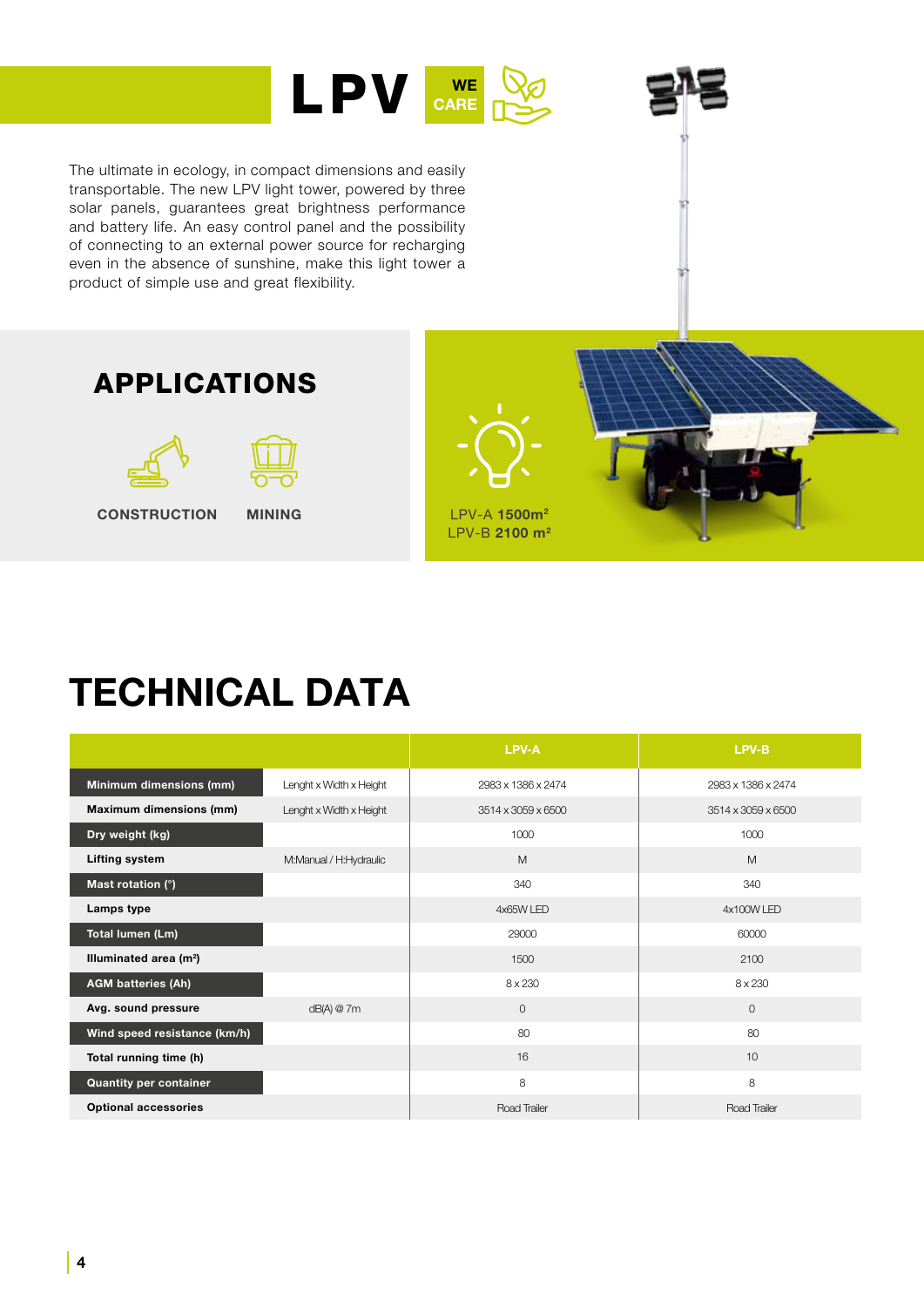# LPV

WE CARE

The ultimate in ecology, in compact dimensions and easily transportable. The new LPV light tower, powered by three solar panels, guarantees great brightness performance and battery life. An easy control panel and the possibility of connecting to an external power source for recharging even in the absence of sunshine, make this light tower a product of simple use and great flexibility.

## APPLICATIONS

CONSTRUCTION

MINING

LPV-A **1500m²**
LPV-B **2100 m²**

# TECHNICAL DATA

| | | LPV-A | LPV-B |
|---|---|---|---|
| **Minimum dimensions (mm)** | Lenght x Width x Height | 2983 x 1386 x 2474 | 2983 x 1386 x 2474 |
| **Maximum dimensions (mm)** | Lenght x Width x Height | 3514 x 3059 x 6500 | 3514 x 3059 x 6500 |
| **Dry weight (kg)** | | 1000 | 1000 |
| **Lifting system** | M:Manual / H:Hydraulic | M | M |
| **Mast rotation (°)** | | 340 | 340 |
| **Lamps type** | | 4x65W LED | 4x100W LED |
| **Total lumen (Lm)** | | 29000 | 60000 |
| **Illuminated area (m²)** | | 1500 | 2100 |
| **AGM batteries (Ah)** | | 8 x 230 | 8 x 230 |
| **Avg. sound pressure** | dB(A) @ 7m | 0 | 0 |
| **Wind speed resistance (km/h)** | | 80 | 80 |
| **Total running time (h)** | | 16 | 10 |
| **Quantity per container** | | 8 | 8 |
| **Optional accessories** | | Road Trailer | Road Trailer |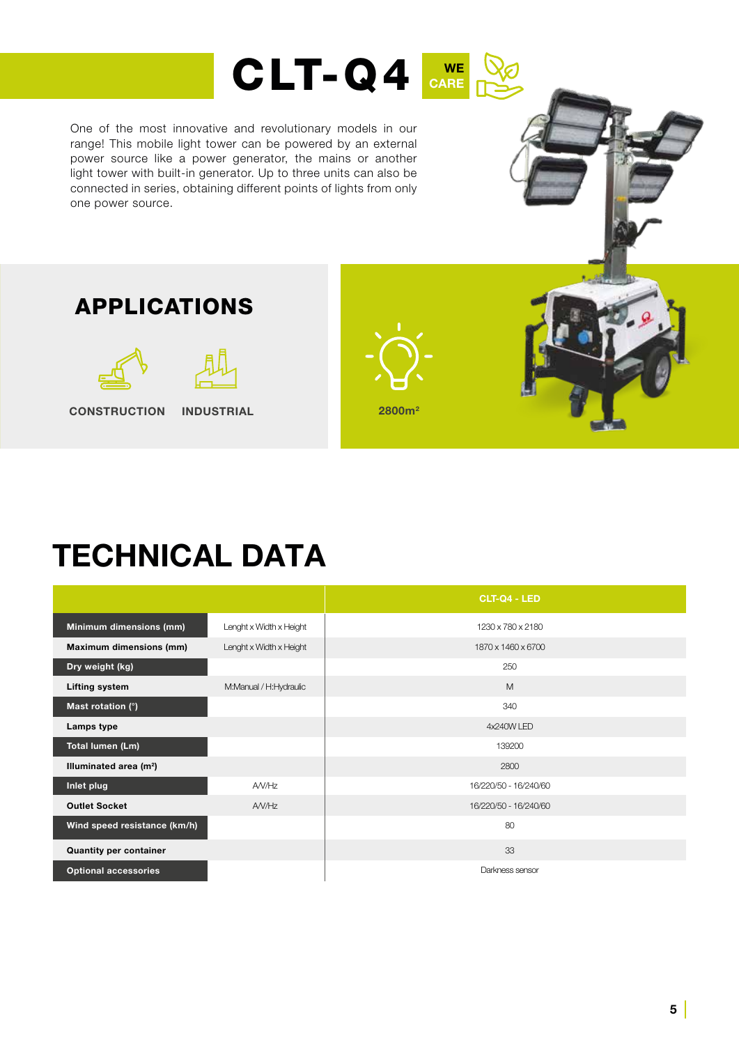# CLT-Q4

WE CARE

One of the most innovative and revolutionary models in our range! This mobile light tower can be powered by an external power source like a power generator, the mains or another light tower with built-in generator. Up to three units can also be connected in series, obtaining different points of lights from only one power source.

## APPLICATIONS

CONSTRUCTION INDUSTRIAL

2800m²

# TECHNICAL DATA

| | | CLT-Q4 - LED |
|---|---|---|
| **Minimum dimensions (mm)** | Lenght x Width x Height | 1230 x 780 x 2180 |
| **Maximum dimensions (mm)** | Lenght x Width x Height | 1870 x 1460 x 6700 |
| **Dry weight (kg)** | | 250 |
| **Lifting system** | M:Manual / H:Hydraulic | M |
| **Mast rotation (°)** | | 340 |
| **Lamps type** | | 4x240W LED |
| **Total lumen (Lm)** | | 139200 |
| **Illuminated area (m²)** | | 2800 |
| **Inlet plug** | A/V/Hz | 16/220/50 - 16/240/60 |
| **Outlet Socket** | A/V/Hz | 16/220/50 - 16/240/60 |
| **Wind speed resistance (km/h)** | | 80 |
| **Quantity per container** | | 33 |
| **Optional accessories** | | Darkness sensor |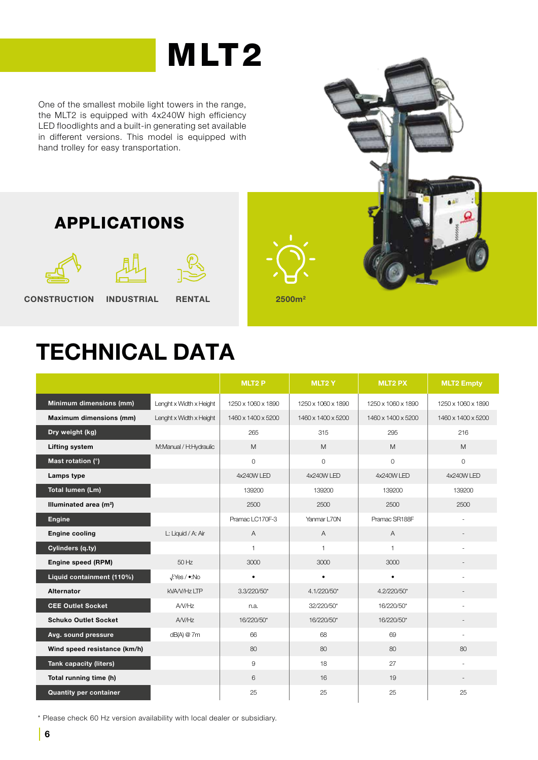# MLT2

One of the smallest mobile light towers in the range, the MLT2 is equipped with 4x240W high efficiency LED floodlights and a built-in generating set available in different versions. This model is equipped with hand trolley for easy transportation.

## APPLICATIONS

CONSTRUCTION INDUSTRIAL RENTAL

2500m²

# TECHNICAL DATA

| | | MLT2 P | MLT2 Y | MLT2 PX | MLT2 Empty |
|---|---|---|---|---|---|
| **Minimum dimensions (mm)** | Lenght x Width x Height | 1250 x 1060 x 1890 | 1250 x 1060 x 1890 | 1250 x 1060 x 1890 | 1250 x 1060 x 1890 |
| **Maximum dimensions (mm)** | Lenght x Width x Height | 1460 x 1400 x 5200 | 1460 x 1400 x 5200 | 1460 x 1400 x 5200 | 1460 x 1400 x 5200 |
| **Dry weight (kg)** | | 265 | 315 | 295 | 216 |
| **Lifting system** | M:Manual / H:Hydraulic | M | M | M | M |
| **Mast rotation (°)** | | 0 | 0 | 0 | 0 |
| **Lamps type** | | 4x240W LED | 4x240W LED | 4x240W LED | 4x240W LED |
| **Total lumen (Lm)** | | 139200 | 139200 | 139200 | 139200 |
| **Illuminated area (m²)** | | 2500 | 2500 | 2500 | 2500 |
| **Engine** | | Pramac LC170F-3 | Yanmar L70N | Pramac SR188F | - |
| **Engine cooling** | L: Liquid / A: Air | A | A | A | - |
| **Cylinders (q.ty)** | | 1 | 1 | 1 | - |
| **Engine speed (RPM)** | 50 Hz | 3000 | 3000 | 3000 | - |
| **Liquid containment (110%)** | √:Yes / •:No | • | • | • | - |
| **Alternator** | kVA/V/Hz LTP | 3.3/220/50* | 4.1/220/50* | 4.2/220/50* | - |
| **CEE Outlet Socket** | A/V/Hz | n.a. | 32/220/50* | 16/220/50* | - |
| **Schuko Outlet Socket** | A/V/Hz | 16/220/50* | 16/220/50* | 16/220/50* | - |
| **Avg. sound pressure** | dB(A) @ 7m | 66 | 68 | 69 | - |
| **Wind speed resistance (km/h)** | | 80 | 80 | 80 | 80 |
| **Tank capacity (liters)** | | 9 | 18 | 27 | - |
| **Total running time (h)** | | 6 | 16 | 19 | - |
| **Quantity per container** | | 25 | 25 | 25 | 25 |

\* Please check 60 Hz version availability with local dealer or subsidiary.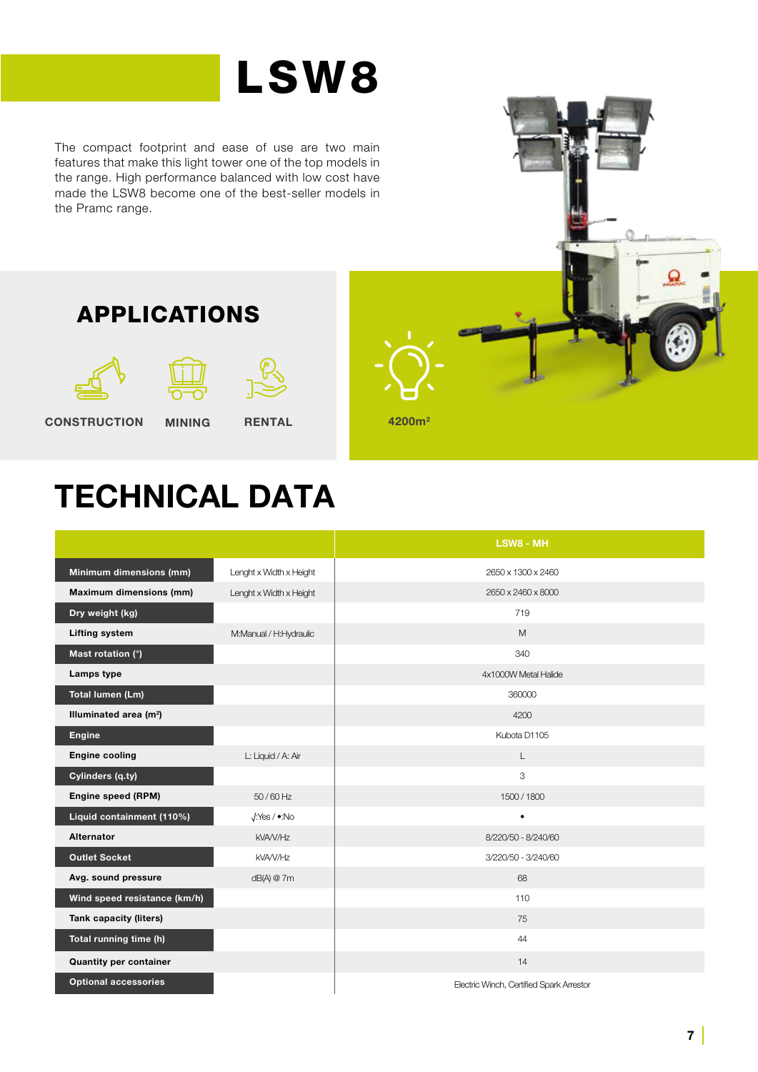# LSW8

The compact footprint and ease of use are two main features that make this light tower one of the top models in the range. High performance balanced with low cost have made the LSW8 become one of the best-seller models in the Pramc range.

## APPLICATIONS

CONSTRUCTION MINING RENTAL

4200m²

# TECHNICAL DATA

| | | LSW8 - MH |
|---|---|---|
| **Minimum dimensions (mm)** | Lenght x Width x Height | 2650 x 1300 x 2460 |
| **Maximum dimensions (mm)** | Lenght x Width x Height | 2650 x 2460 x 8000 |
| **Dry weight (kg)** | | 719 |
| **Lifting system** | M:Manual / H:Hydraulic | M |
| **Mast rotation (°)** | | 340 |
| **Lamps type** | | 4x1000W Metal Halide |
| **Total lumen (Lm)** | | 360000 |
| **Illuminated area (m²)** | | 4200 |
| **Engine** | | Kubota D1105 |
| **Engine cooling** | L: Liquid / A: Air | L |
| **Cylinders (q.ty)** | | 3 |
| **Engine speed (RPM)** | 50 / 60 Hz | 1500 / 1800 |
| **Liquid containment (110%)** | √:Yes / •:No | • |
| **Alternator** | kVA/V/Hz | 8/220/50 - 8/240/60 |
| **Outlet Socket** | kVA/V/Hz | 3/220/50 - 3/240/60 |
| **Avg. sound pressure** | dB(A) @ 7m | 68 |
| **Wind speed resistance (km/h)** | | 110 |
| **Tank capacity (liters)** | | 75 |
| **Total running time (h)** | | 44 |
| **Quantity per container** | | 14 |
| **Optional accessories** | | Electric Winch, Certified Spark Arrestor |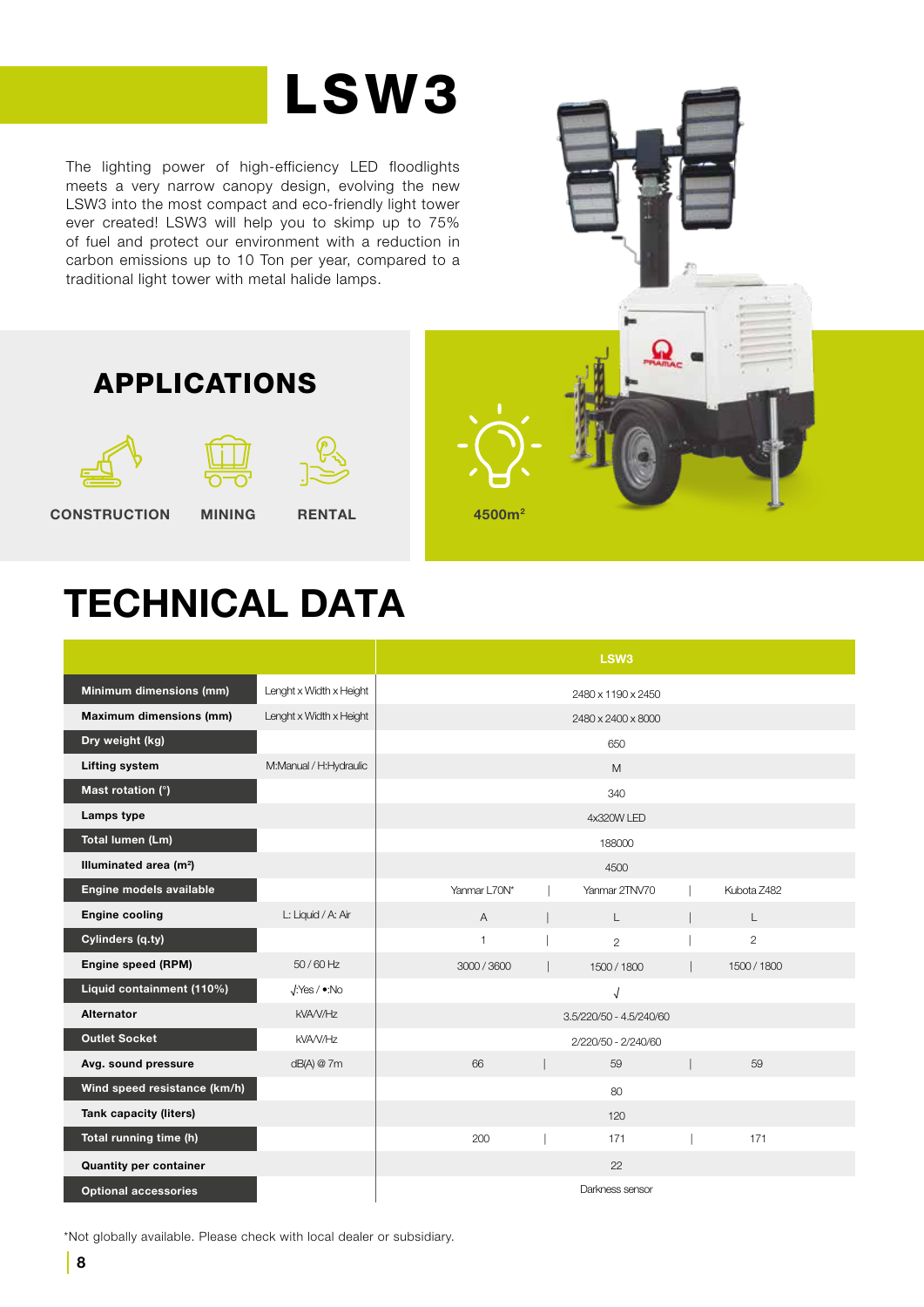# LSW3

The lighting power of high-efficiency LED floodlights meets a very narrow canopy design, evolving the new LSW3 into the most compact and eco-friendly light tower ever created! LSW3 will help you to skimp up to 75% of fuel and protect our environment with a reduction in carbon emissions up to 10 Ton per year, compared to a traditional light tower with metal halide lamps.

## APPLICATIONS

CONSTRUCTION MINING RENTAL

4500m²

# TECHNICAL DATA

| | | LSW3 | | |
|---|---|---|---|---|
| **Minimum dimensions (mm)** | Lenght x Width x Height | 2480 x 1190 x 2450 | | |
| **Maximum dimensions (mm)** | Lenght x Width x Height | 2480 x 2400 x 8000 | | |
| **Dry weight (kg)** | | 650 | | |
| **Lifting system** | M:Manual / H:Hydraulic | M | | |
| **Mast rotation (°)** | | 340 | | |
| **Lamps type** | | 4x320W LED | | |
| **Total lumen (Lm)** | | 188000 | | |
| **Illuminated area (m²)** | | 4500 | | |
| **Engine models available** | | Yanmar L70N* | Yanmar 2TNV70 | Kubota Z482 |
| **Engine cooling** | L: Liquid / A: Air | A | L | L |
| **Cylinders (q.ty)** | | 1 | 2 | 2 |
| **Engine speed (RPM)** | 50 / 60 Hz | 3000 / 3600 | 1500 / 1800 | 1500 / 1800 |
| **Liquid containment (110%)** | √:Yes / •:No | √ | | |
| **Alternator** | kVA/V/Hz | 3.5/220/50 - 4.5/240/60 | | |
| **Outlet Socket** | kVA/V/Hz | 2/220/50 - 2/240/60 | | |
| **Avg. sound pressure** | dB(A) @ 7m | 66 | 59 | 59 |
| **Wind speed resistance (km/h)** | | 80 | | |
| **Tank capacity (liters)** | | 120 | | |
| **Total running time (h)** | | 200 | 171 | 171 |
| **Quantity per container** | | 22 | | |
| **Optional accessories** | | Darkness sensor | | |

*Not globally available. Please check with local dealer or subsidiary.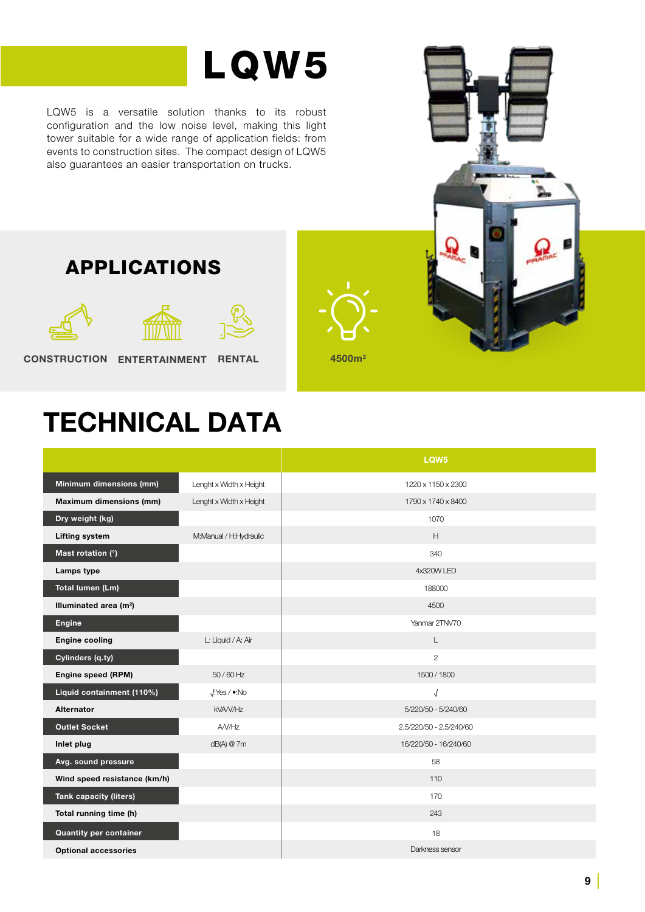# LQW5

LQW5 is a versatile solution thanks to its robust configuration and the low noise level, making this light tower suitable for a wide range of application fields: from events to construction sites. The compact design of LQW5 also guarantees an easier transportation on trucks.

## APPLICATIONS

CONSTRUCTION ENTERTAINMENT RENTAL

$4500m^2$

# TECHNICAL DATA

| | | LQW5 |
|---|---|---|
| **Minimum dimensions (mm)** | Lenght x Width x Height | 1220 x 1150 x 2300 |
| **Maximum dimensions (mm)** | Lenght x Width x Height | 1790 x 1740 x 8400 |
| **Dry weight (kg)** | | 1070 |
| **Lifting system** | M:Manual / H:Hydraulic | H |
| **Mast rotation (°)** | | 340 |
| **Lamps type** | | 4x320W LED |
| **Total lumen (Lm)** | | 188000 |
| **Illuminated area ($m^2$)** | | 4500 |
| **Engine** | | Yanmar 2TNV70 |
| **Engine cooling** | L: Liquid / A: Air | L |
| **Cylinders (q.ty)** | | 2 |
| **Engine speed (RPM)** | 50 / 60 Hz | 1500 / 1800 |
| **Liquid containment (110%)** | √:Yes / •:No | √ |
| **Alternator** | kVA/V/Hz | 5/220/50 - 5/240/60 |
| **Outlet Socket** | A/V/Hz | 2.5/220/50 - 2.5/240/60 |
| **Inlet plug** | dB(A) @ 7m | 16/220/50 - 16/240/60 |
| **Avg. sound pressure** | | 58 |
| **Wind speed resistance (km/h)** | | 110 |
| **Tank capacity (liters)** | | 170 |
| **Total running time (h)** | | 243 |
| **Quantity per container** | | 18 |
| **Optional accessories** | | Darkness sensor |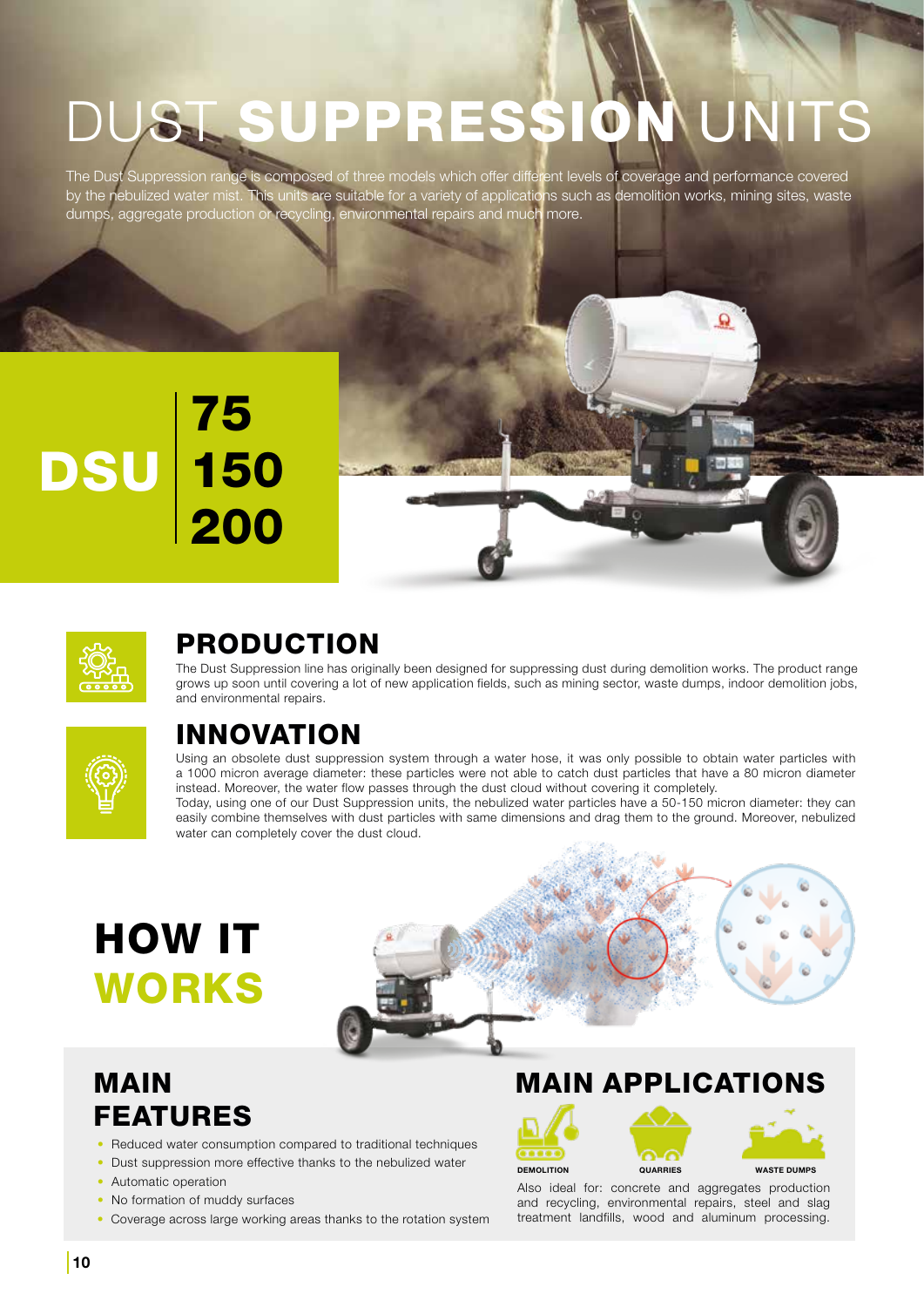# DUST SUPPRESSION UNITS

The Dust Suppression range is composed of three models which offer different levels of coverage and performance covered by the nebulized water mist. This units are suitable for a variety of applications such as demolition works, mining sites, waste dumps, aggregate production or recycling, environmental repairs and much more.

## DSU 75 | 150 | 200

## PRODUCTION

The Dust Suppression line has originally been designed for suppressing dust during demolition works. The product range grows up soon until covering a lot of new application fields, such as mining sector, waste dumps, indoor demolition jobs, and environmental repairs.

## INNOVATION

Using an obsolete dust suppression system through a water hose, it was only possible to obtain water particles with a 1000 micron average diameter: these particles were not able to catch dust particles that have a 80 micron diameter instead. Moreover, the water flow passes through the dust cloud without covering it completely.
Today, using one of our Dust Suppression units, the nebulized water particles have a 50-150 micron diameter: they can easily combine themselves with dust particles with same dimensions and drag them to the ground. Moreover, nebulized water can completely cover the dust cloud.

## HOW IT WORKS

## MAIN FEATURES

- Reduced water consumption compared to traditional techniques
- Dust suppression more effective thanks to the nebulized water
- Automatic operation
- No formation of muddy surfaces
- Coverage across large working areas thanks to the rotation system

## MAIN APPLICATIONS

DEMOLITION | QUARRIES | WASTE DUMPS

Also ideal for: concrete and aggregates production and recycling, environmental repairs, steel and slag treatment landfills, wood and aluminum processing.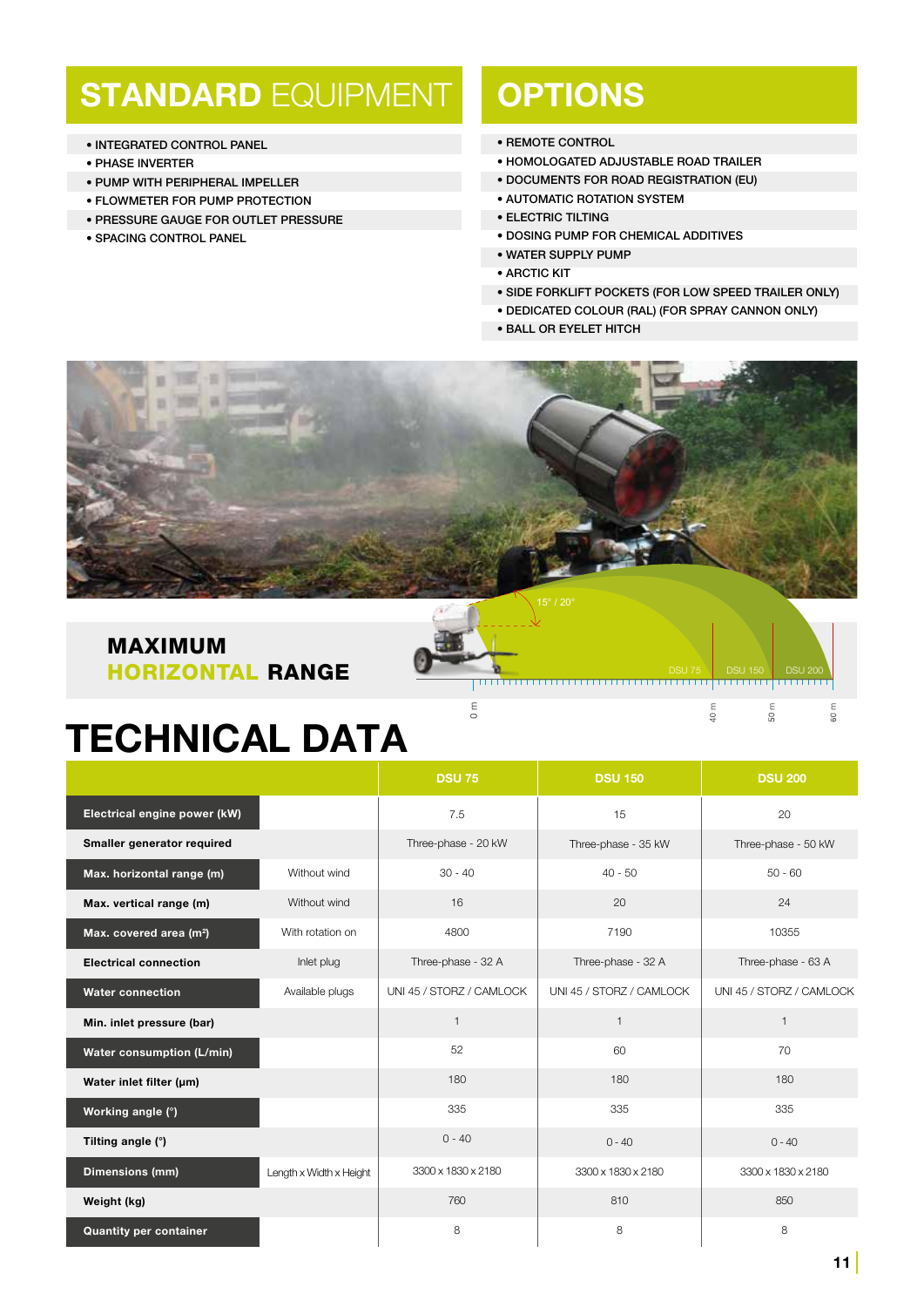## STANDARD EQUIPMENT

- INTEGRATED CONTROL PANEL
- PHASE INVERTER
- PUMP WITH PERIPHERAL IMPELLER
- FLOWMETER FOR PUMP PROTECTION
- PRESSURE GAUGE FOR OUTLET PRESSURE
- SPACING CONTROL PANEL

## OPTIONS

- REMOTE CONTROL
- HOMOLOGATED ADJUSTABLE ROAD TRAILER
- DOCUMENTS FOR ROAD REGISTRATION (EU)
- AUTOMATIC ROTATION SYSTEM
- ELECTRIC TILTING
- DOSING PUMP FOR CHEMICAL ADDITIVES
- WATER SUPPLY PUMP
- ARCTIC KIT
- SIDE FORKLIFT POCKETS (FOR LOW SPEED TRAILER ONLY)
- DEDICATED COLOUR (RAL) (FOR SPRAY CANNON ONLY)
- BALL OR EYELET HITCH

## MAXIMUM HORIZONTAL RANGE

15° / 20°

DSU 75 · DSU 150 · DSU 200

0 m · 40 m · 50 m · 60 m

# TECHNICAL DATA

| | | DSU 75 | DSU 150 | DSU 200 |
|---|---|---|---|---|
| **Electrical engine power (kW)** | | 7.5 | 15 | 20 |
| **Smaller generator required** | | Three-phase - 20 kW | Three-phase - 35 kW | Three-phase - 50 kW |
| **Max. horizontal range (m)** | Without wind | 30 - 40 | 40 - 50 | 50 - 60 |
| **Max. vertical range (m)** | Without wind | 16 | 20 | 24 |
| **Max. covered area (m²)** | With rotation on | 4800 | 7190 | 10355 |
| **Electrical connection** | Inlet plug | Three-phase - 32 A | Three-phase - 32 A | Three-phase - 63 A |
| **Water connection** | Available plugs | UNI 45 / STORZ / CAMLOCK | UNI 45 / STORZ / CAMLOCK | UNI 45 / STORZ / CAMLOCK |
| **Min. inlet pressure (bar)** | | 1 | 1 | 1 |
| **Water consumption (L/min)** | | 52 | 60 | 70 |
| **Water inlet filter (µm)** | | 180 | 180 | 180 |
| **Working angle (°)** | | 335 | 335 | 335 |
| **Tilting angle (°)** | | 0 - 40 | 0 - 40 | 0 - 40 |
| **Dimensions (mm)** | Length x Width x Height | 3300 x 1830 x 2180 | 3300 x 1830 x 2180 | 3300 x 1830 x 2180 |
| **Weight (kg)** | | 760 | 810 | 850 |
| **Quantity per container** | | 8 | 8 | 8 |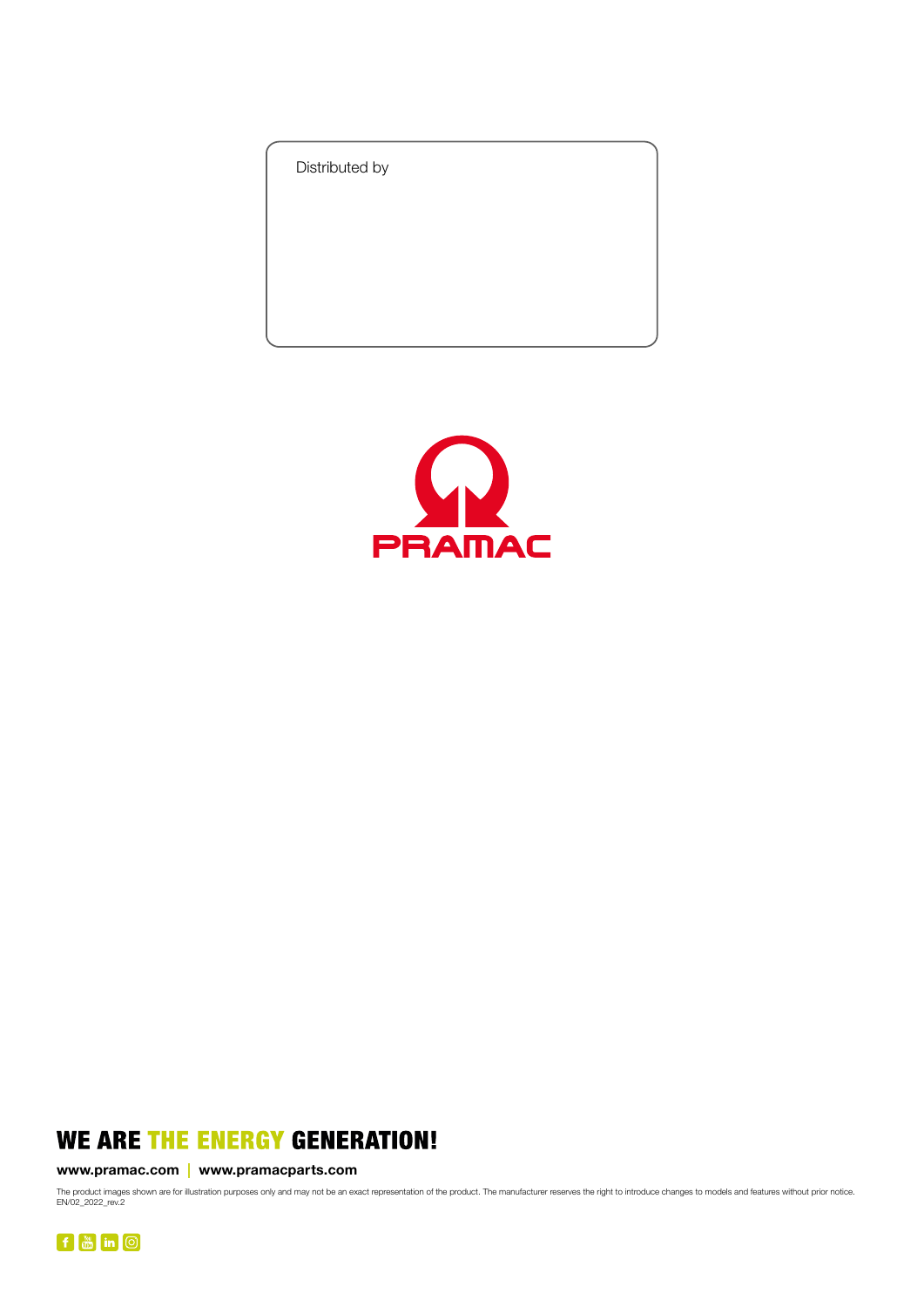Distributed by

PRAMAC

# WE ARE THE ENERGY GENERATION!

**www.pramac.com | www.pramacparts.com**

The product images shown are for illustration purposes only and may not be an exact representation of the product. The manufacturer reserves the right to introduce changes to models and features without prior notice.
EN/02_2022_rev.2